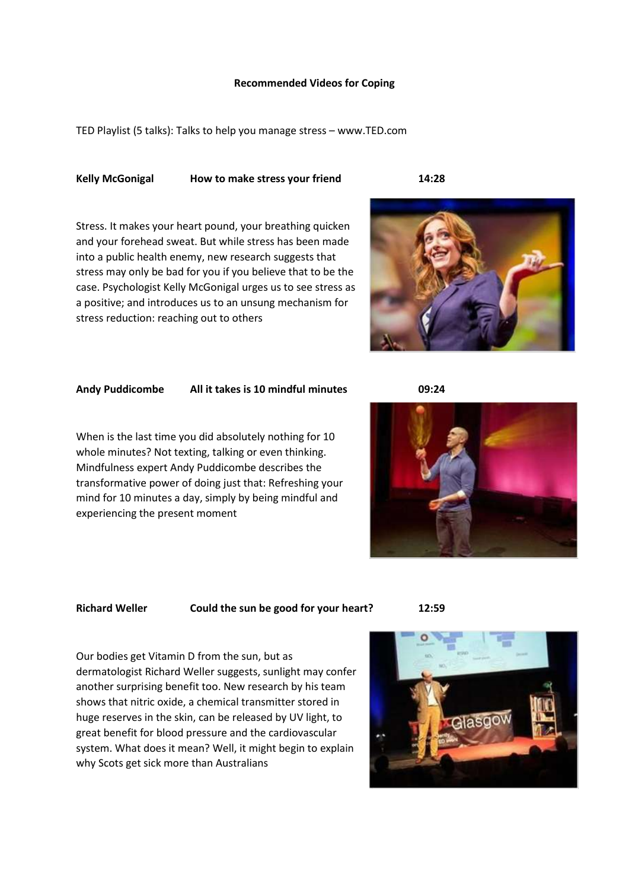**Recommended Videos for Coping**

TED Playlist (5 talks): Talks to help you manage stress – www.TED.com

**Kelly McGonigal** **How to make stress your friend** **14:28**

Stress. It makes your heart pound, your breathing quicken and your forehead sweat. But while stress has been made into a public health enemy, new research suggests that stress may only be bad for you if you believe that to be the case. Psychologist Kelly McGonigal urges us to see stress as a positive; and introduces us to an unsung mechanism for stress reduction: reaching out to others

**Andy Puddicombe** **All it takes is 10 mindful minutes** **09:24**

When is the last time you did absolutely nothing for 10 whole minutes? Not texting, talking or even thinking. Mindfulness expert Andy Puddicombe describes the transformative power of doing just that: Refreshing your mind for 10 minutes a day, simply by being mindful and experiencing the present moment

**Richard Weller** **Could the sun be good for your heart?** **12:59**

Our bodies get Vitamin D from the sun, but as dermatologist Richard Weller suggests, sunlight may confer another surprising benefit too. New research by his team shows that nitric oxide, a chemical transmitter stored in huge reserves in the skin, can be released by UV light, to great benefit for blood pressure and the cardiovascular system. What does it mean? Well, it might begin to explain why Scots get sick more than Australians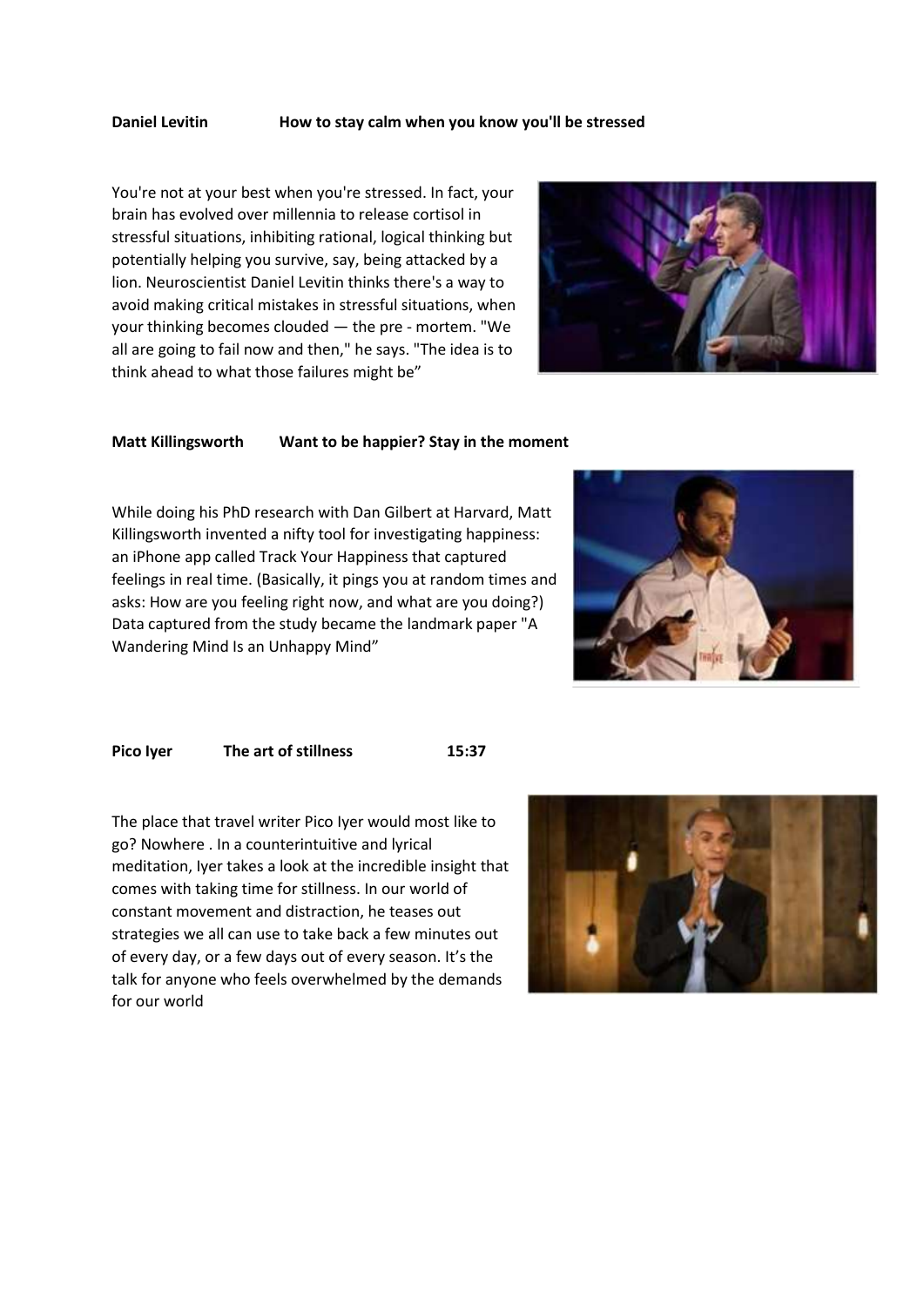**Daniel Levitin** **How to stay calm when you know you'll be stressed**

You're not at your best when you're stressed. In fact, your brain has evolved over millennia to release cortisol in stressful situations, inhibiting rational, logical thinking but potentially helping you survive, say, being attacked by a lion. Neuroscientist Daniel Levitin thinks there's a way to avoid making critical mistakes in stressful situations, when your thinking becomes clouded — the pre - mortem. "We all are going to fail now and then," he says. "The idea is to think ahead to what those failures might be”

**Matt Killingsworth** **Want to be happier? Stay in the moment**

While doing his PhD research with Dan Gilbert at Harvard, Matt Killingsworth invented a nifty tool for investigating happiness: an iPhone app called Track Your Happiness that captured feelings in real time. (Basically, it pings you at random times and asks: How are you feeling right now, and what are you doing?) Data captured from the study became the landmark paper "A Wandering Mind Is an Unhappy Mind”

**Pico Iyer** **The art of stillness** **15:37**

The place that travel writer Pico Iyer would most like to go? Nowhere . In a counterintuitive and lyrical meditation, Iyer takes a look at the incredible insight that comes with taking time for stillness. In our world of constant movement and distraction, he teases out strategies we all can use to take back a few minutes out of every day, or a few days out of every season. It’s the talk for anyone who feels overwhelmed by the demands for our world